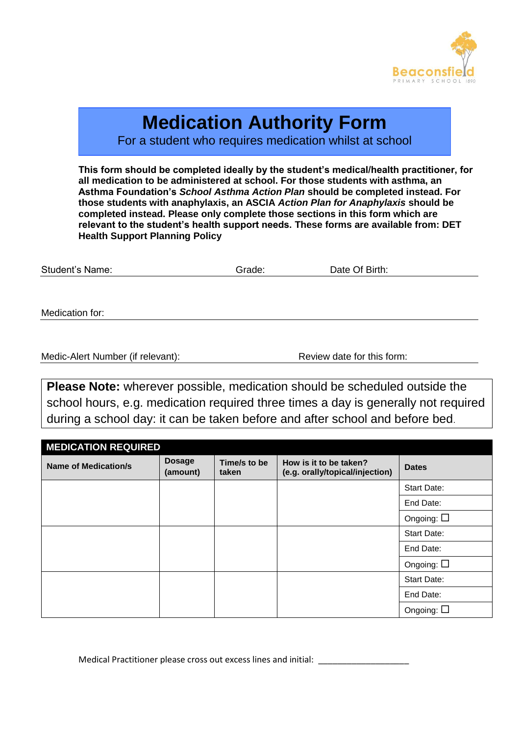Beaconsfield
PRIMARY SCHOOL 1890

# Medication Authority Form

For a student who requires medication whilst at school

**This form should be completed ideally by the student's medical/health practitioner, for all medication to be administered at school. For those students with asthma, an Asthma Foundation's *School Asthma Action Plan* should be completed instead. For those students with anaphylaxis, an ASCIA *Action Plan for Anaphylaxis* should be completed instead. Please only complete those sections in this form which are relevant to the student's health support needs. These forms are available from: DET Health Support Planning Policy**

Student's Name: Grade: Date Of Birth:

Medication for:

Medic-Alert Number (if relevant): Review date for this form:

**Please Note:** wherever possible, medication should be scheduled outside the school hours, e.g. medication required three times a day is generally not required during a school day: it can be taken before and after school and before bed.

| **MEDICATION REQUIRED** | | | | |
|---|---|---|---|---|
| **Name of Medication/s** | **Dosage (amount)** | **Time/s to be taken** | **How is it to be taken? (e.g. orally/topical/injection)** | **Dates** |
| | | | | Start Date: |
| | | | | End Date: |
| | | | | Ongoing: ☐ |
| | | | | Start Date: |
| | | | | End Date: |
| | | | | Ongoing: ☐ |
| | | | | Start Date: |
| | | | | End Date: |
| | | | | Ongoing: ☐ |

Medical Practitioner please cross out excess lines and initial: ____________________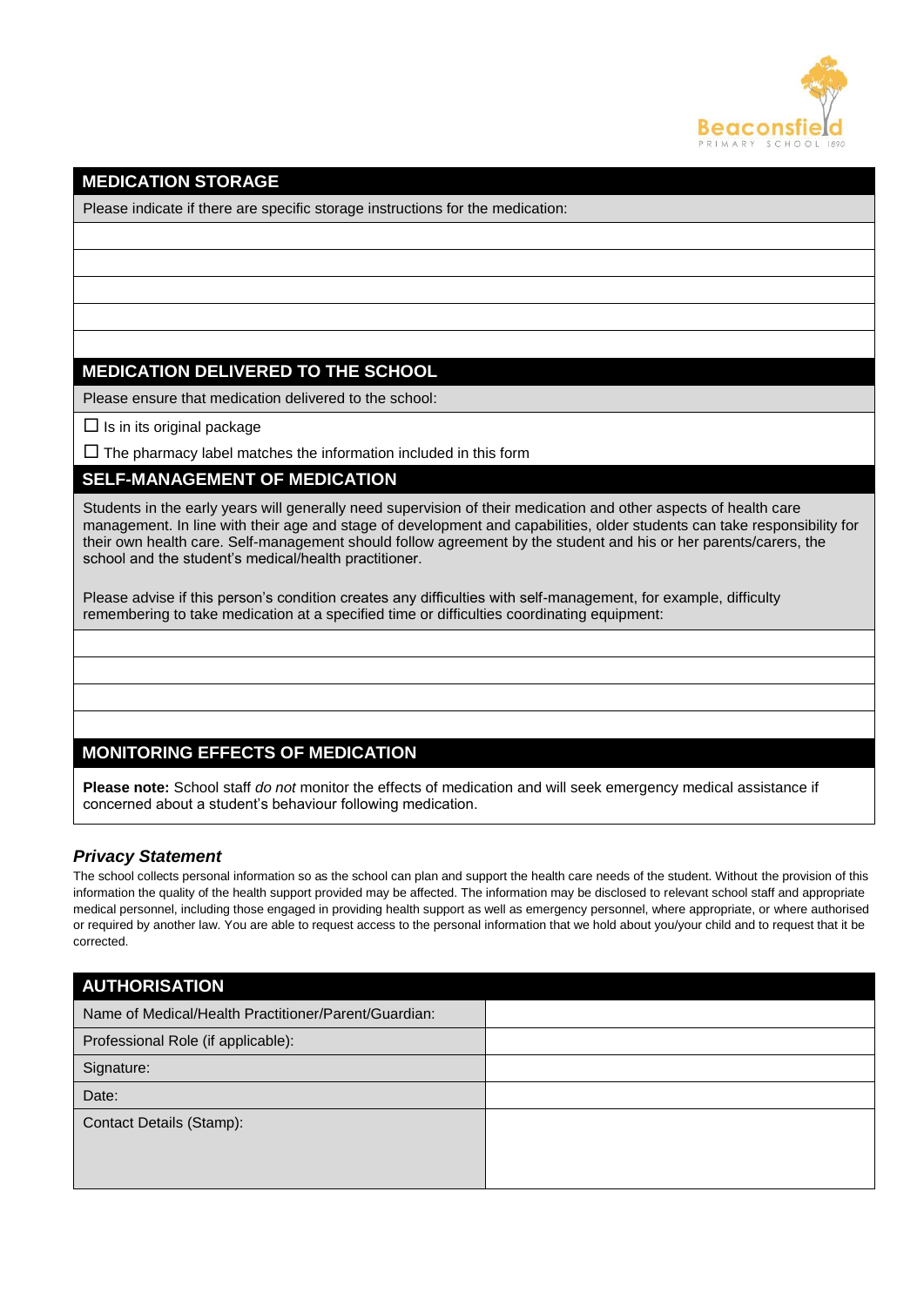## MEDICATION STORAGE

Please indicate if there are specific storage instructions for the medication:

## MEDICATION DELIVERED TO THE SCHOOL

Please ensure that medication delivered to the school:

☐ Is in its original package

☐ The pharmacy label matches the information included in this form

## SELF-MANAGEMENT OF MEDICATION

Students in the early years will generally need supervision of their medication and other aspects of health care management. In line with their age and stage of development and capabilities, older students can take responsibility for their own health care. Self-management should follow agreement by the student and his or her parents/carers, the school and the student's medical/health practitioner.

Please advise if this person's condition creates any difficulties with self-management, for example, difficulty remembering to take medication at a specified time or difficulties coordinating equipment:

## MONITORING EFFECTS OF MEDICATION

**Please note:** School staff *do not* monitor the effects of medication and will seek emergency medical assistance if concerned about a student's behaviour following medication.

### *Privacy Statement*

The school collects personal information so as the school can plan and support the health care needs of the student. Without the provision of this information the quality of the health support provided may be affected. The information may be disclosed to relevant school staff and appropriate medical personnel, including those engaged in providing health support as well as emergency personnel, where appropriate, or where authorised or required by another law. You are able to request access to the personal information that we hold about you/your child and to request that it be corrected.

## AUTHORISATION

| | |
|---|---|
| Name of Medical/Health Practitioner/Parent/Guardian: | |
| Professional Role (if applicable): | |
| Signature: | |
| Date: | |
| Contact Details (Stamp): | |